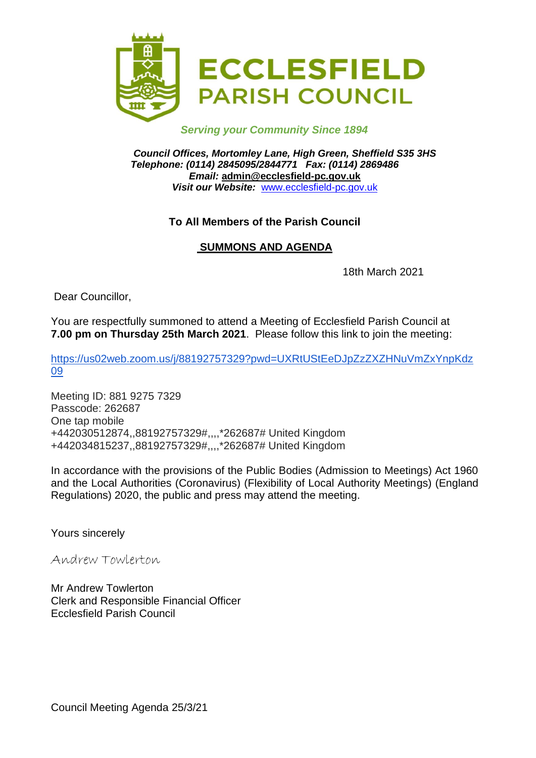# ECCLESFIELD PARISH COUNCIL

*Serving your Community Since 1894*

***Council Offices, Mortomley Lane, High Green, Sheffield S35 3HS***
***Telephone: (0114) 2845095/2844771 Fax: (0114) 2869486***
***Email:* admin@ecclesfield-pc.gov.uk**
***Visit our Website:*** www.ecclesfield-pc.gov.uk

**To All Members of the Parish Council**

**SUMMONS AND AGENDA**

18th March 2021

Dear Councillor,

You are respectfully summoned to attend a Meeting of Ecclesfield Parish Council at **7.00 pm on Thursday 25th March 2021**. Please follow this link to join the meeting:

https://us02web.zoom.us/j/88192757329?pwd=UXRtUStEeDJpZzZXZHNuVmZxYnpKdz09

Meeting ID: 881 9275 7329
Passcode: 262687
One tap mobile
+442030512874,,88192757329#,,,,*262687# United Kingdom
+442034815237,,88192757329#,,,,*262687# United Kingdom

In accordance with the provisions of the Public Bodies (Admission to Meetings) Act 1960 and the Local Authorities (Coronavirus) (Flexibility of Local Authority Meetings) (England Regulations) 2020, the public and press may attend the meeting.

Yours sincerely

Andrew Towlerton

Mr Andrew Towlerton
Clerk and Responsible Financial Officer
Ecclesfield Parish Council

Council Meeting Agenda 25/3/21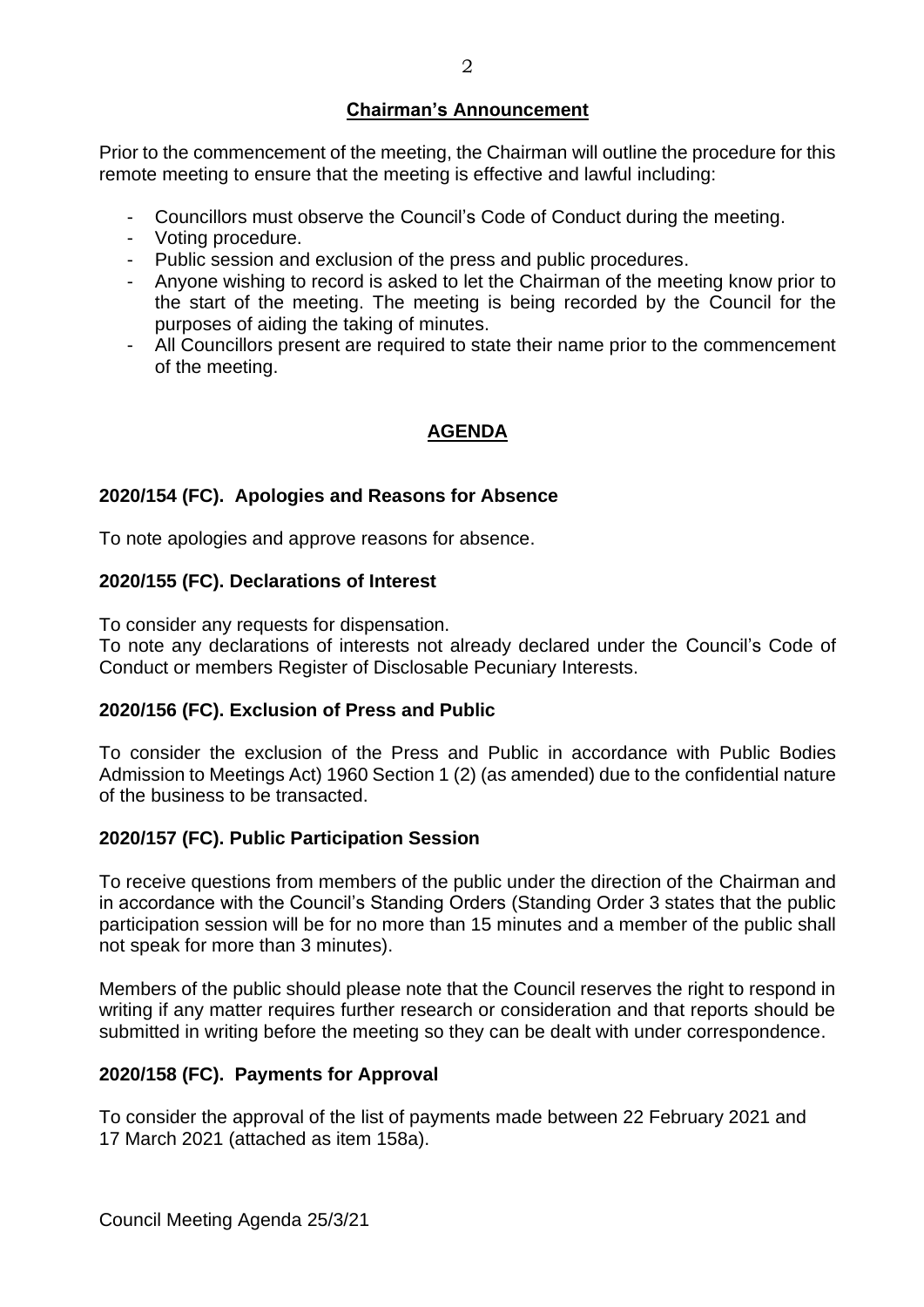## Chairman's Announcement

Prior to the commencement of the meeting, the Chairman will outline the procedure for this remote meeting to ensure that the meeting is effective and lawful including:

- Councillors must observe the Council's Code of Conduct during the meeting.
- Voting procedure.
- Public session and exclusion of the press and public procedures.
- Anyone wishing to record is asked to let the Chairman of the meeting know prior to the start of the meeting. The meeting is being recorded by the Council for the purposes of aiding the taking of minutes.
- All Councillors present are required to state their name prior to the commencement of the meeting.

## AGENDA

### 2020/154 (FC). Apologies and Reasons for Absence

To note apologies and approve reasons for absence.

### 2020/155 (FC). Declarations of Interest

To consider any requests for dispensation.
To note any declarations of interests not already declared under the Council's Code of Conduct or members Register of Disclosable Pecuniary Interests.

### 2020/156 (FC). Exclusion of Press and Public

To consider the exclusion of the Press and Public in accordance with Public Bodies Admission to Meetings Act) 1960 Section 1 (2) (as amended) due to the confidential nature of the business to be transacted.

### 2020/157 (FC). Public Participation Session

To receive questions from members of the public under the direction of the Chairman and in accordance with the Council's Standing Orders (Standing Order 3 states that the public participation session will be for no more than 15 minutes and a member of the public shall not speak for more than 3 minutes).

Members of the public should please note that the Council reserves the right to respond in writing if any matter requires further research or consideration and that reports should be submitted in writing before the meeting so they can be dealt with under correspondence.

### 2020/158 (FC). Payments for Approval

To consider the approval of the list of payments made between 22 February 2021 and 17 March 2021 (attached as item 158a).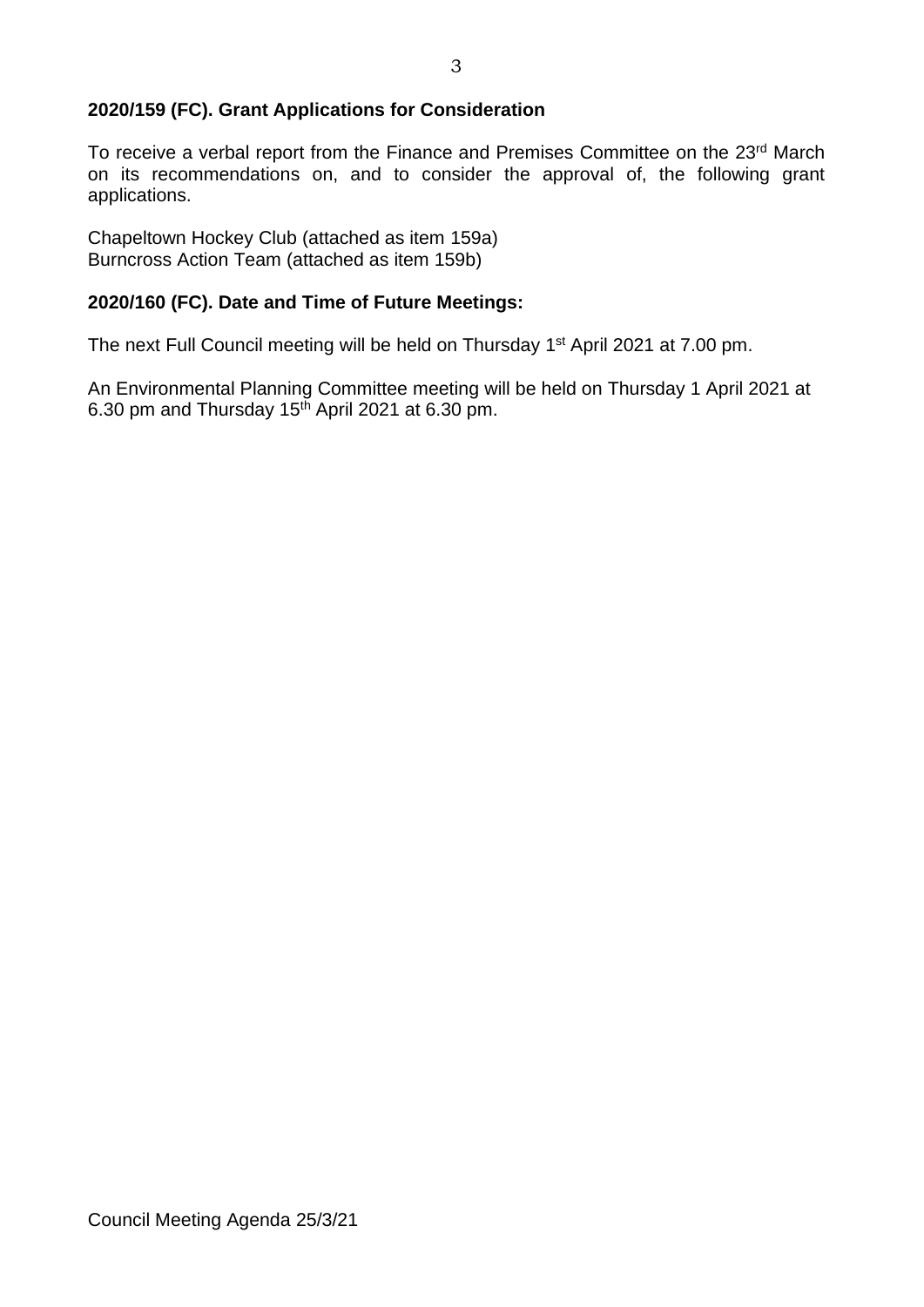**2020/159 (FC). Grant Applications for Consideration**

To receive a verbal report from the Finance and Premises Committee on the 23rd March on its recommendations on, and to consider the approval of, the following grant applications.

Chapeltown Hockey Club (attached as item 159a)
Burncross Action Team (attached as item 159b)

**2020/160 (FC). Date and Time of Future Meetings:**

The next Full Council meeting will be held on Thursday 1st April 2021 at 7.00 pm.

An Environmental Planning Committee meeting will be held on Thursday 1 April 2021 at 6.30 pm and Thursday 15th April 2021 at 6.30 pm.